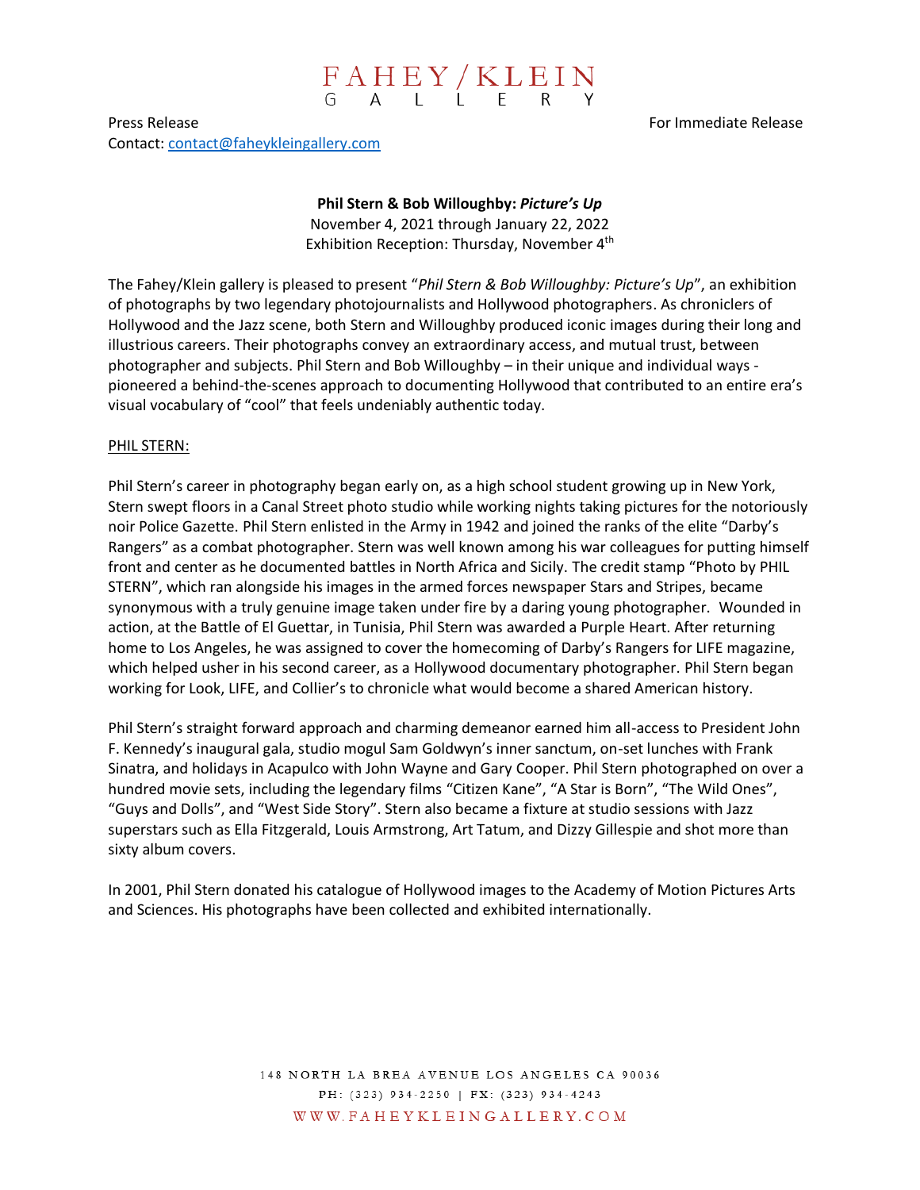FAHEY/KLEIN GALLERY

Press Release

For Immediate Release

Contact: contact@faheykleingallery.com

**Phil Stern & Bob Willoughby: *Picture's Up***

November 4, 2021 through January 22, 2022

Exhibition Reception: Thursday, November 4th

The Fahey/Klein gallery is pleased to present "*Phil Stern & Bob Willoughby: Picture's Up*", an exhibition of photographs by two legendary photojournalists and Hollywood photographers. As chroniclers of Hollywood and the Jazz scene, both Stern and Willoughby produced iconic images during their long and illustrious careers. Their photographs convey an extraordinary access, and mutual trust, between photographer and subjects. Phil Stern and Bob Willoughby – in their unique and individual ways - pioneered a behind-the-scenes approach to documenting Hollywood that contributed to an entire era's visual vocabulary of "cool" that feels undeniably authentic today.

PHIL STERN:

Phil Stern's career in photography began early on, as a high school student growing up in New York, Stern swept floors in a Canal Street photo studio while working nights taking pictures for the notoriously noir Police Gazette. Phil Stern enlisted in the Army in 1942 and joined the ranks of the elite "Darby's Rangers" as a combat photographer. Stern was well known among his war colleagues for putting himself front and center as he documented battles in North Africa and Sicily. The credit stamp "Photo by PHIL STERN", which ran alongside his images in the armed forces newspaper Stars and Stripes, became synonymous with a truly genuine image taken under fire by a daring young photographer. Wounded in action, at the Battle of El Guettar, in Tunisia, Phil Stern was awarded a Purple Heart. After returning home to Los Angeles, he was assigned to cover the homecoming of Darby's Rangers for LIFE magazine, which helped usher in his second career, as a Hollywood documentary photographer. Phil Stern began working for Look, LIFE, and Collier's to chronicle what would become a shared American history.

Phil Stern's straight forward approach and charming demeanor earned him all-access to President John F. Kennedy's inaugural gala, studio mogul Sam Goldwyn's inner sanctum, on-set lunches with Frank Sinatra, and holidays in Acapulco with John Wayne and Gary Cooper. Phil Stern photographed on over a hundred movie sets, including the legendary films "Citizen Kane", "A Star is Born", "The Wild Ones", "Guys and Dolls", and "West Side Story". Stern also became a fixture at studio sessions with Jazz superstars such as Ella Fitzgerald, Louis Armstrong, Art Tatum, and Dizzy Gillespie and shot more than sixty album covers.

In 2001, Phil Stern donated his catalogue of Hollywood images to the Academy of Motion Pictures Arts and Sciences. His photographs have been collected and exhibited internationally.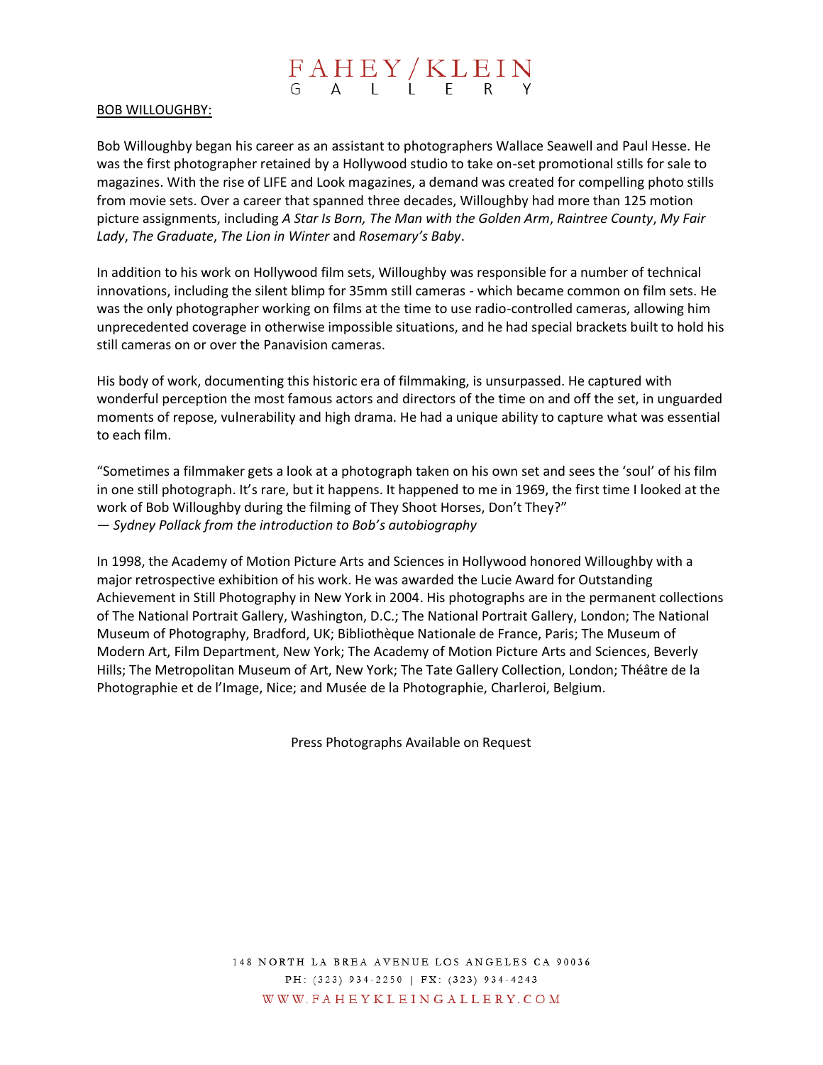# FAHEY/KLEIN GALLERY

BOB WILLOUGHBY:

Bob Willoughby began his career as an assistant to photographers Wallace Seawell and Paul Hesse. He was the first photographer retained by a Hollywood studio to take on-set promotional stills for sale to magazines. With the rise of LIFE and Look magazines, a demand was created for compelling photo stills from movie sets. Over a career that spanned three decades, Willoughby had more than 125 motion picture assignments, including *A Star Is Born, The Man with the Golden Arm*, *Raintree County*, *My Fair Lady*, *The Graduate*, *The Lion in Winter* and *Rosemary's Baby*.

In addition to his work on Hollywood film sets, Willoughby was responsible for a number of technical innovations, including the silent blimp for 35mm still cameras - which became common on film sets. He was the only photographer working on films at the time to use radio-controlled cameras, allowing him unprecedented coverage in otherwise impossible situations, and he had special brackets built to hold his still cameras on or over the Panavision cameras.

His body of work, documenting this historic era of filmmaking, is unsurpassed. He captured with wonderful perception the most famous actors and directors of the time on and off the set, in unguarded moments of repose, vulnerability and high drama. He had a unique ability to capture what was essential to each film.

"Sometimes a filmmaker gets a look at a photograph taken on his own set and sees the 'soul' of his film in one still photograph. It's rare, but it happens. It happened to me in 1969, the first time I looked at the work of Bob Willoughby during the filming of They Shoot Horses, Don't They?"
*— Sydney Pollack from the introduction to Bob's autobiography*

In 1998, the Academy of Motion Picture Arts and Sciences in Hollywood honored Willoughby with a major retrospective exhibition of his work. He was awarded the Lucie Award for Outstanding Achievement in Still Photography in New York in 2004. His photographs are in the permanent collections of The National Portrait Gallery, Washington, D.C.; The National Portrait Gallery, London; The National Museum of Photography, Bradford, UK; Bibliothèque Nationale de France, Paris; The Museum of Modern Art, Film Department, New York; The Academy of Motion Picture Arts and Sciences, Beverly Hills; The Metropolitan Museum of Art, New York; The Tate Gallery Collection, London; Théâtre de la Photographie et de l'Image, Nice; and Musée de la Photographie, Charleroi, Belgium.

Press Photographs Available on Request

148 NORTH LA BREA AVENUE LOS ANGELES CA 90036
PH: (323) 934-2250 | FX: (323) 934-4243
WWW.FAHEYKLEINGALLERY.COM